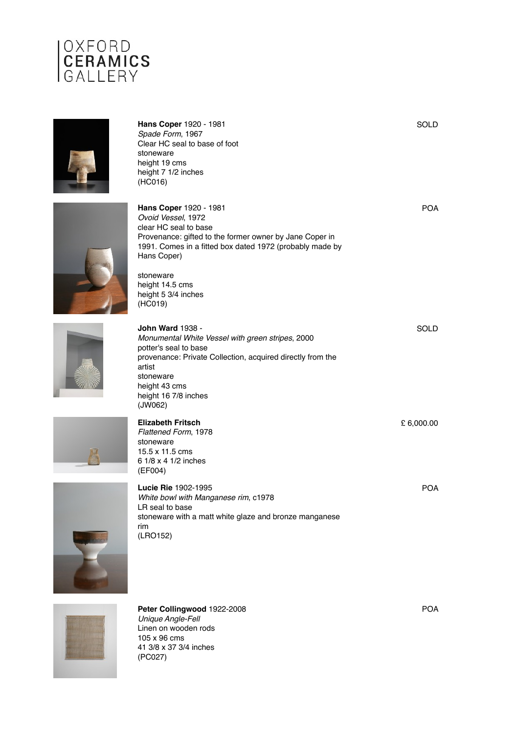# OXFORD CERAMICS GALLERY

**Hans Coper** 1920 - 1981
*Spade Form*, 1967
Clear HC seal to base of foot
stoneware
height 19 cms
height 7 1/2 inches
(HC016)

SOLD

**Hans Coper** 1920 - 1981
*Ovoid Vessel*, 1972
clear HC seal to base
Provenance: gifted to the former owner by Jane Coper in 1991. Comes in a fitted box dated 1972 (probably made by Hans Coper)

stoneware
height 14.5 cms
height 5 3/4 inches
(HC019)

POA

**John Ward** 1938 -
*Monumental White Vessel with green stripes*, 2000
potter's seal to base
provenance: Private Collection, acquired directly from the artist
stoneware
height 43 cms
height 16 7/8 inches
(JW062)

SOLD

**Elizabeth Fritsch**
*Flattened Form*, 1978
stoneware
15.5 x 11.5 cms
6 1/8 x 4 1/2 inches
(EF004)

£ 6,000.00

**Lucie Rie** 1902-1995
*White bowl with Manganese rim*, c1978
LR seal to base
stoneware with a matt white glaze and bronze manganese rim
(LRO152)

POA

**Peter Collingwood** 1922-2008
*Unique Angle-Fell*
Linen on wooden rods
105 x 96 cms
41 3/8 x 37 3/4 inches
(PC027)

POA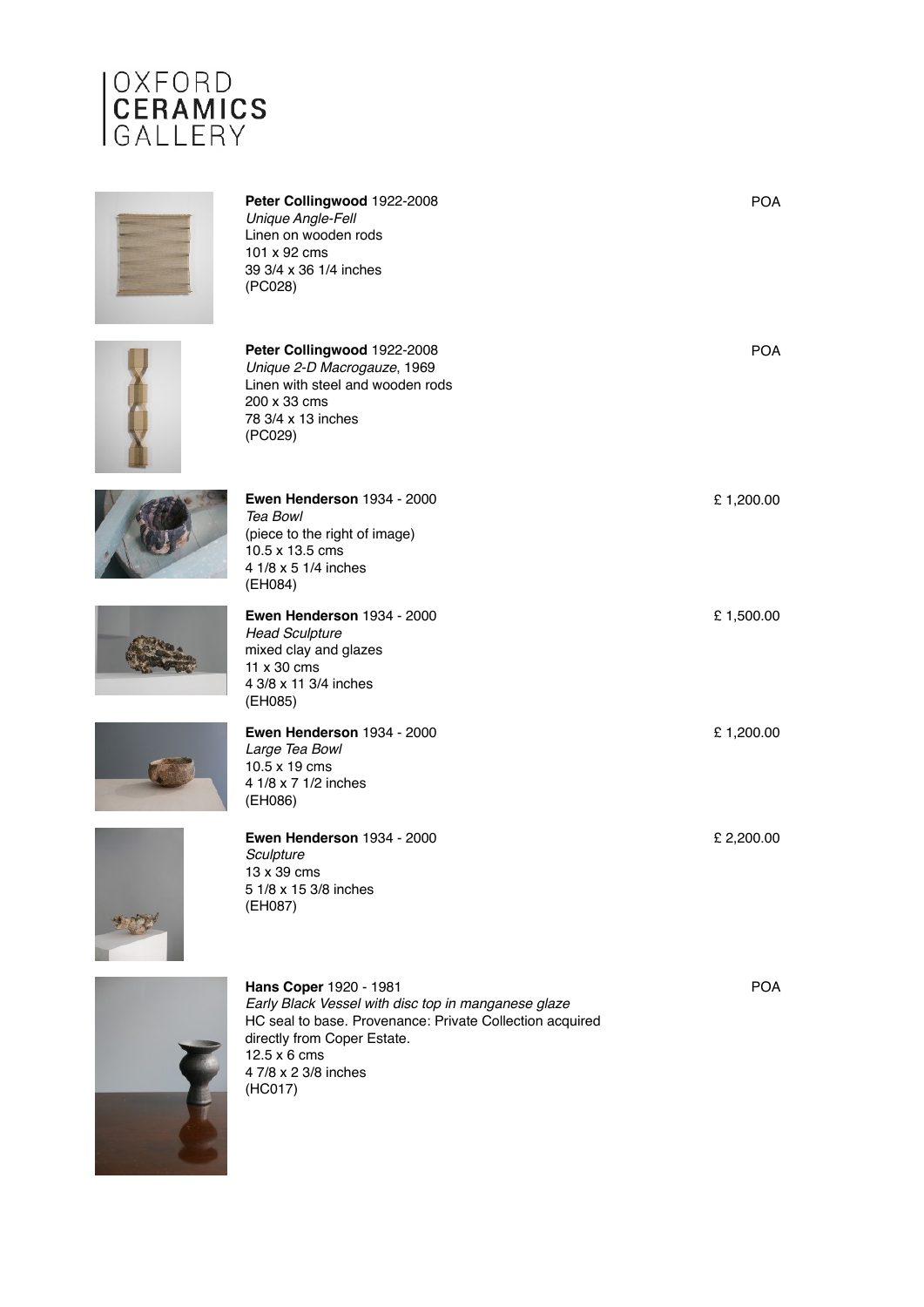# OXFORD CERAMICS GALLERY

**Peter Collingwood** 1922-2008
*Unique Angle-Fell*
Linen on wooden rods
101 x 92 cms
39 3/4 x 36 1/4 inches
(PC028)

POA

**Peter Collingwood** 1922-2008
*Unique 2-D Macrogauze*, 1969
Linen with steel and wooden rods
200 x 33 cms
78 3/4 x 13 inches
(PC029)

POA

**Ewen Henderson** 1934 - 2000
*Tea Bowl*
(piece to the right of image)
10.5 x 13.5 cms
4 1/8 x 5 1/4 inches
(EH084)

£ 1,200.00

**Ewen Henderson** 1934 - 2000
*Head Sculpture*
mixed clay and glazes
11 x 30 cms
4 3/8 x 11 3/4 inches
(EH085)

£ 1,500.00

**Ewen Henderson** 1934 - 2000
*Large Tea Bowl*
10.5 x 19 cms
4 1/8 x 7 1/2 inches
(EH086)

£ 1,200.00

**Ewen Henderson** 1934 - 2000
*Sculpture*
13 x 39 cms
5 1/8 x 15 3/8 inches
(EH087)

£ 2,200.00

**Hans Coper** 1920 - 1981
*Early Black Vessel with disc top in manganese glaze*
HC seal to base. Provenance: Private Collection acquired directly from Coper Estate.
12.5 x 6 cms
4 7/8 x 2 3/8 inches
(HC017)

POA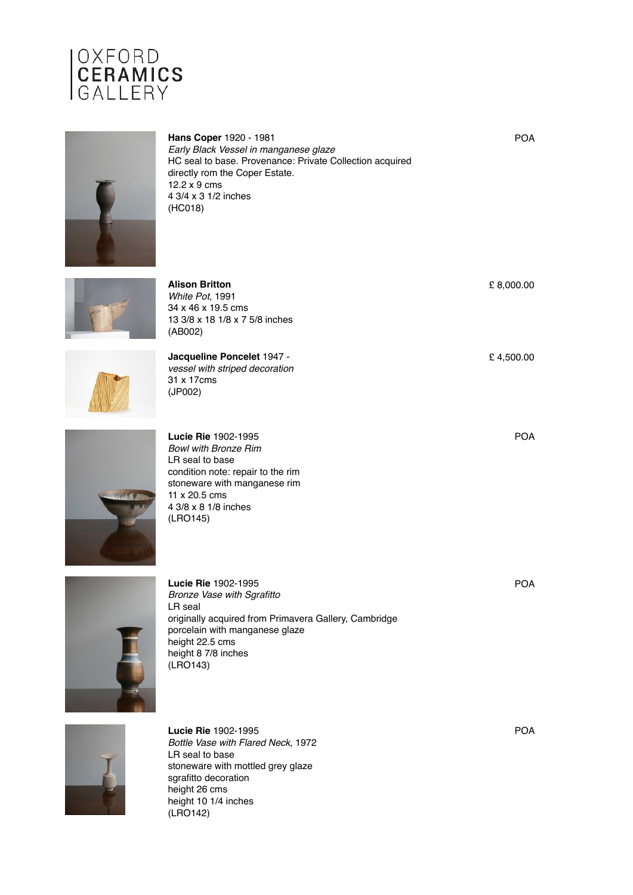OXFORD
**CERAMICS**
GALLERY

**Hans Coper** 1920 - 1981
*Early Black Vessel in manganese glaze*
HC seal to base. Provenance: Private Collection acquired directly rom the Coper Estate.
12.2 x 9 cms
4 3/4 x 3 1/2 inches
(HC018)

POA

**Alison Britton**
*White Pot*, 1991
34 x 46 x 19.5 cms
13 3/8 x 18 1/8 x 7 5/8 inches
(AB002)

£ 8,000.00

**Jacqueline Poncelet** 1947 -
*vessel with striped decoration*
31 x 17cms
(JP002)

£ 4,500.00

**Lucie Rie** 1902-1995
*Bowl with Bronze Rim*
LR seal to base
condition note: repair to the rim
stoneware with manganese rim
11 x 20.5 cms
4 3/8 x 8 1/8 inches
(LRO145)

POA

**Lucie Rie** 1902-1995
*Bronze Vase with Sgrafitto*
LR seal
originally acquired from Primavera Gallery, Cambridge
porcelain with manganese glaze
height 22.5 cms
height 8 7/8 inches
(LRO143)

POA

**Lucie Rie** 1902-1995
*Bottle Vase with Flared Neck*, 1972
LR seal to base
stoneware with mottled grey glaze
sgrafitto decoration
height 26 cms
height 10 1/4 inches
(LRO142)

POA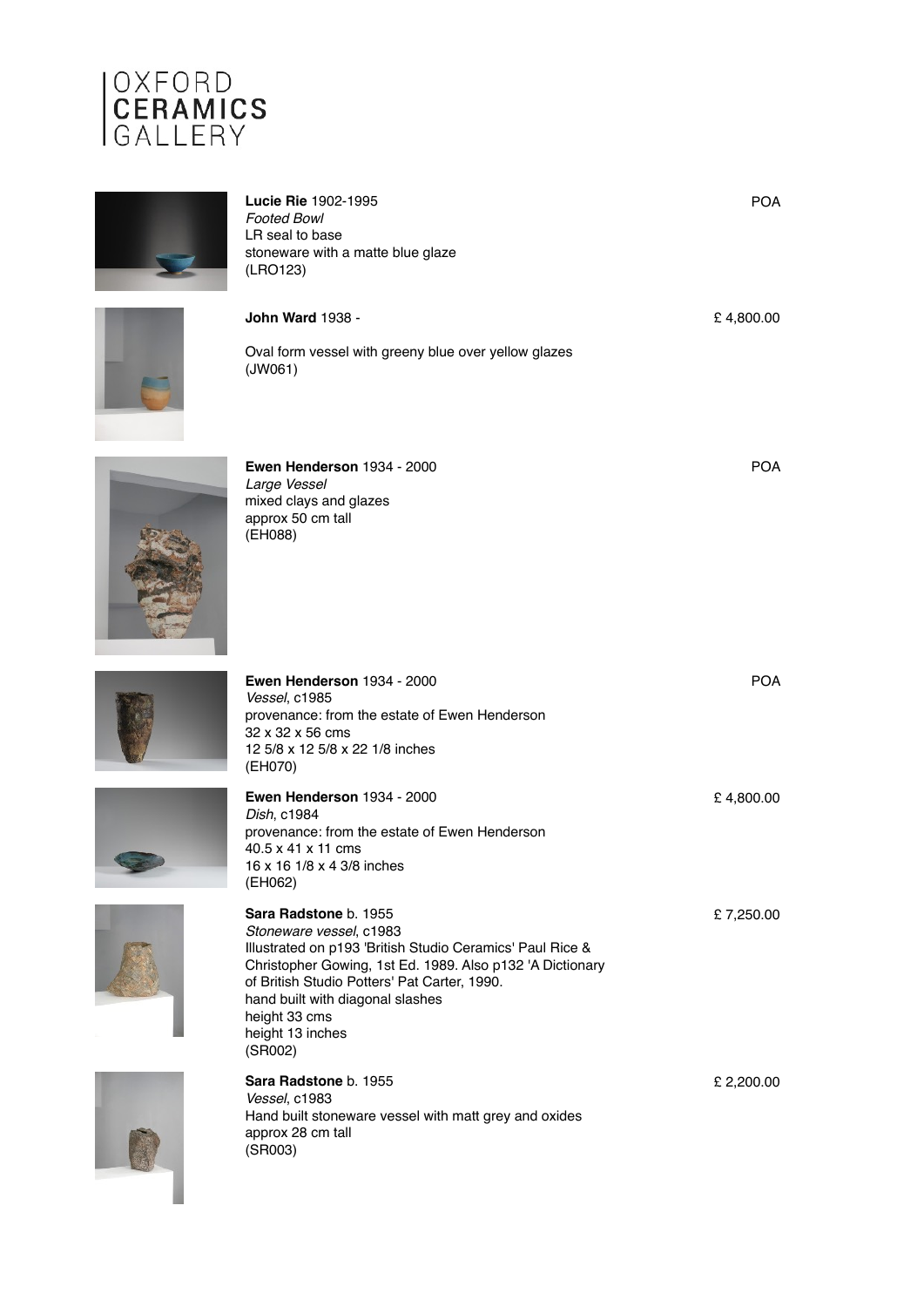# OXFORD CERAMICS GALLERY

**Lucie Rie** 1902-1995
*Footed Bowl*
LR seal to base
stoneware with a matte blue glaze
(LRO123)

POA

**John Ward** 1938 -

Oval form vessel with greeny blue over yellow glazes
(JW061)

£ 4,800.00

**Ewen Henderson** 1934 - 2000
*Large Vessel*
mixed clays and glazes
approx 50 cm tall
(EH088)

POA

**Ewen Henderson** 1934 - 2000
*Vessel*, c1985
provenance: from the estate of Ewen Henderson
32 x 32 x 56 cms
12 5/8 x 12 5/8 x 22 1/8 inches
(EH070)

POA

**Ewen Henderson** 1934 - 2000
*Dish*, c1984
provenance: from the estate of Ewen Henderson
40.5 x 41 x 11 cms
16 x 16 1/8 x 4 3/8 inches
(EH062)

£ 4,800.00

**Sara Radstone** b. 1955
*Stoneware vessel*, c1983
Illustrated on p193 'British Studio Ceramics' Paul Rice & Christopher Gowing, 1st Ed. 1989. Also p132 'A Dictionary of British Studio Potters' Pat Carter, 1990.
hand built with diagonal slashes
height 33 cms
height 13 inches
(SR002)

£ 7,250.00

**Sara Radstone** b. 1955
*Vessel*, c1983
Hand built stoneware vessel with matt grey and oxides
approx 28 cm tall
(SR003)

£ 2,200.00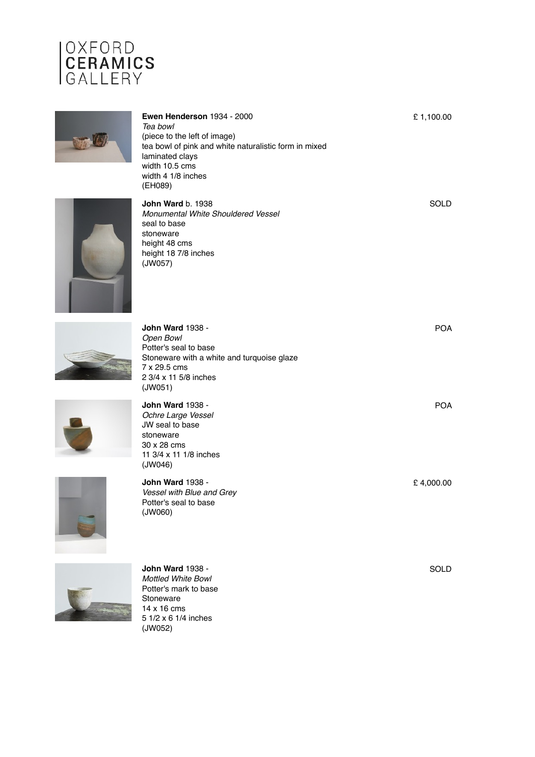**Ewen Henderson** 1934 - 2000
*Tea bowl*
(piece to the left of image)
tea bowl of pink and white naturalistic form in mixed laminated clays
width 10.5 cms
width 4 1/8 inches
(EH089)

£ 1,100.00

**John Ward** b. 1938
*Monumental White Shouldered Vessel*
seal to base
stoneware
height 48 cms
height 18 7/8 inches
(JW057)

SOLD

**John Ward** 1938 -
*Open Bowl*
Potter's seal to base
Stoneware with a white and turquoise glaze
7 x 29.5 cms
2 3/4 x 11 5/8 inches
(JW051)

POA

**John Ward** 1938 -
*Ochre Large Vessel*
JW seal to base
stoneware
30 x 28 cms
11 3/4 x 11 1/8 inches
(JW046)

POA

**John Ward** 1938 -
*Vessel with Blue and Grey*
Potter's seal to base
(JW060)

£ 4,000.00

**John Ward** 1938 -
*Mottled White Bowl*
Potter's mark to base
Stoneware
14 x 16 cms
5 1/2 x 6 1/4 inches
(JW052)

SOLD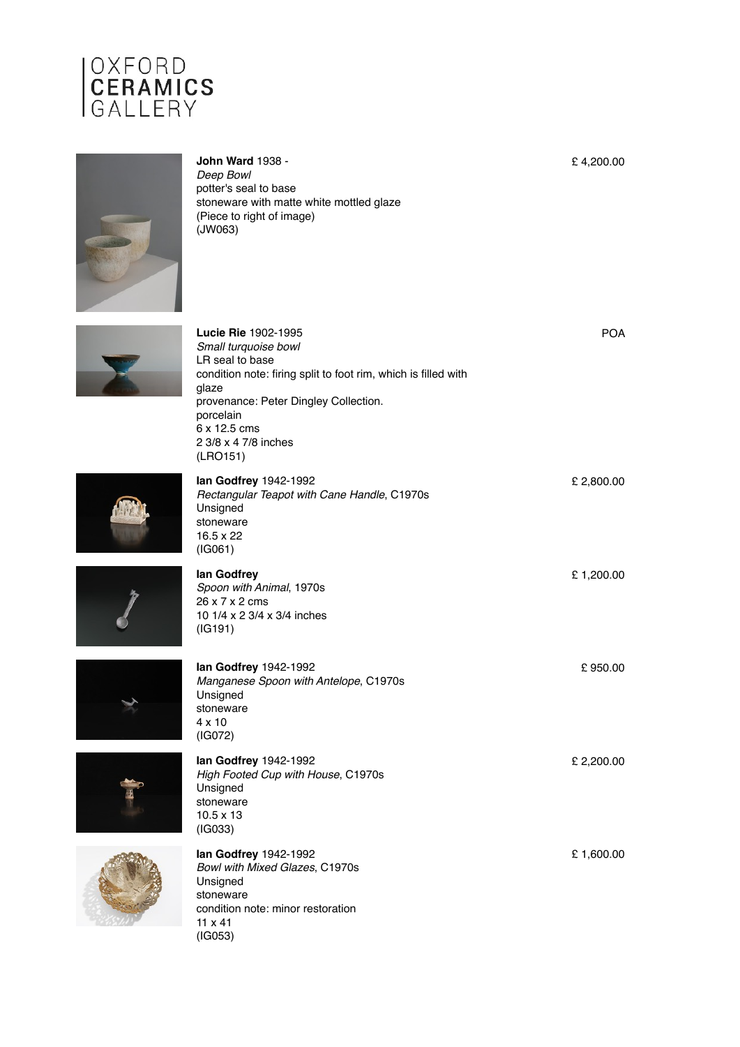**John Ward** 1938 -
*Deep Bowl*
potter's seal to base
stoneware with matte white mottled glaze
(Piece to right of image)
(JW063)

£ 4,200.00

**Lucie Rie** 1902-1995
*Small turquoise bowl*
LR seal to base
condition note: firing split to foot rim, which is filled with glaze
provenance: Peter Dingley Collection.
porcelain
6 x 12.5 cms
2 3/8 x 4 7/8 inches
(LRO151)

POA

**Ian Godfrey** 1942-1992
*Rectangular Teapot with Cane Handle*, C1970s
Unsigned
stoneware
16.5 x 22
(IG061)

£ 2,800.00

**Ian Godfrey**
*Spoon with Animal*, 1970s
26 x 7 x 2 cms
10 1/4 x 2 3/4 x 3/4 inches
(IG191)

£ 1,200.00

**Ian Godfrey** 1942-1992
*Manganese Spoon with Antelope*, C1970s
Unsigned
stoneware
4 x 10
(IG072)

£ 950.00

**Ian Godfrey** 1942-1992
*High Footed Cup with House*, C1970s
Unsigned
stoneware
10.5 x 13
(IG033)

£ 2,200.00

**Ian Godfrey** 1942-1992
*Bowl with Mixed Glazes*, C1970s
Unsigned
stoneware
condition note: minor restoration
11 x 41
(IG053)

£ 1,600.00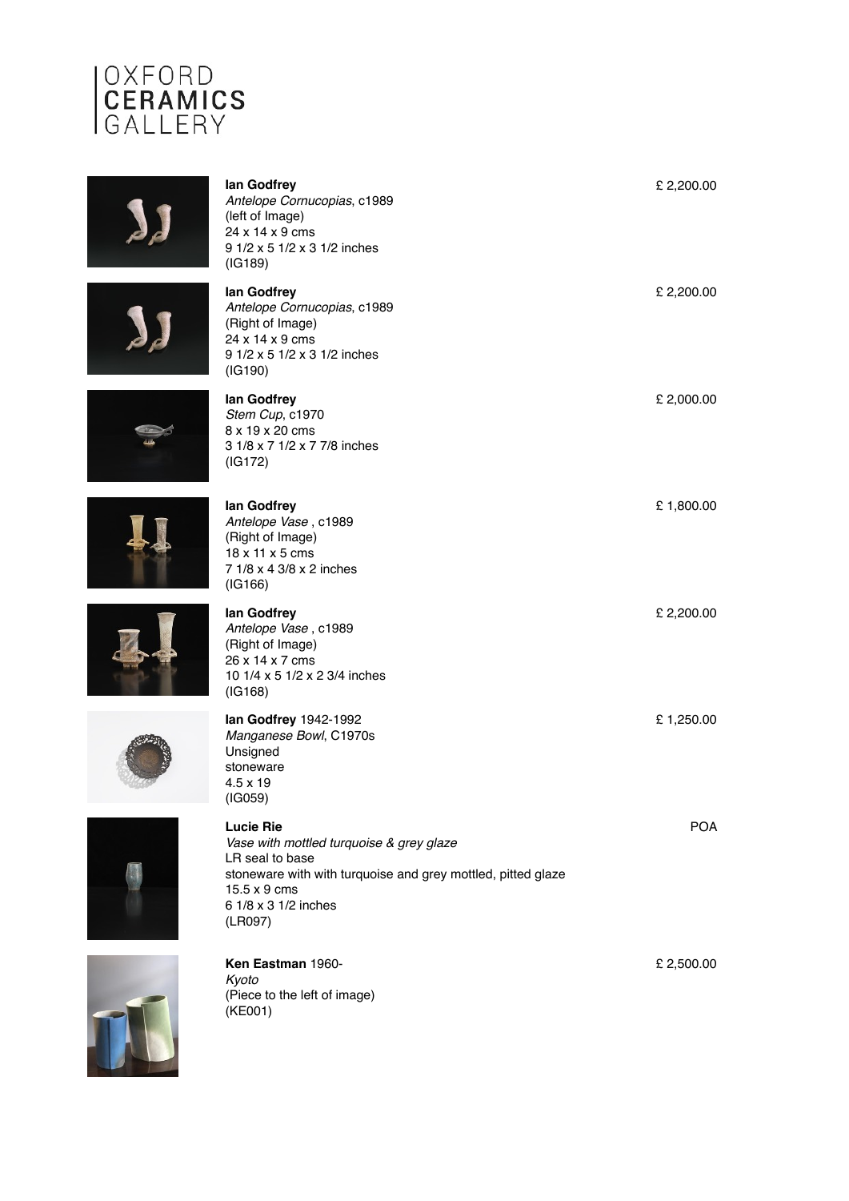OXFORD
**CERAMICS**
GALLERY

**Ian Godfrey**
*Antelope Cornucopias*, c1989
(left of Image)
24 x 14 x 9 cms
9 1/2 x 5 1/2 x 3 1/2 inches
(IG189)

£ 2,200.00

**Ian Godfrey**
*Antelope Cornucopias*, c1989
(Right of Image)
24 x 14 x 9 cms
9 1/2 x 5 1/2 x 3 1/2 inches
(IG190)

£ 2,200.00

**Ian Godfrey**
*Stem Cup*, c1970
8 x 19 x 20 cms
3 1/8 x 7 1/2 x 7 7/8 inches
(IG172)

£ 2,000.00

**Ian Godfrey**
*Antelope Vase* , c1989
(Right of Image)
18 x 11 x 5 cms
7 1/8 x 4 3/8 x 2 inches
(IG166)

£ 1,800.00

**Ian Godfrey**
*Antelope Vase* , c1989
(Right of Image)
26 x 14 x 7 cms
10 1/4 x 5 1/2 x 2 3/4 inches
(IG168)

£ 2,200.00

**Ian Godfrey** 1942-1992
*Manganese Bowl*, C1970s
Unsigned
stoneware
4.5 x 19
(IG059)

£ 1,250.00

**Lucie Rie**
*Vase with mottled turquoise & grey glaze*
LR seal to base
stoneware with with turquoise and grey mottled, pitted glaze
15.5 x 9 cms
6 1/8 x 3 1/2 inches
(LR097)

POA

**Ken Eastman** 1960-
*Kyoto*
(Piece to the left of image)
(KE001)

£ 2,500.00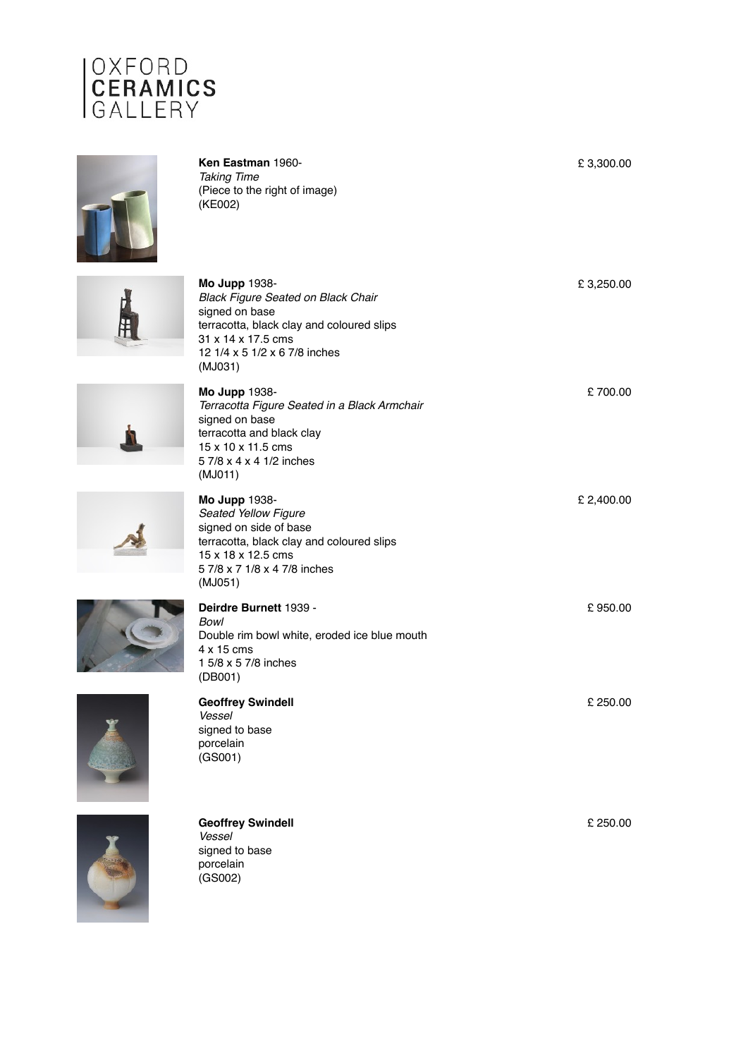# OXFORD CERAMICS GALLERY

**Ken Eastman** 1960-
*Taking Time*
(Piece to the right of image)
(KE002)

£ 3,300.00

**Mo Jupp** 1938-
*Black Figure Seated on Black Chair*
signed on base
terracotta, black clay and coloured slips
31 x 14 x 17.5 cms
12 1/4 x 5 1/2 x 6 7/8 inches
(MJ031)

£ 3,250.00

**Mo Jupp** 1938-
*Terracotta Figure Seated in a Black Armchair*
signed on base
terracotta and black clay
15 x 10 x 11.5 cms
5 7/8 x 4 x 4 1/2 inches
(MJ011)

£ 700.00

**Mo Jupp** 1938-
*Seated Yellow Figure*
signed on side of base
terracotta, black clay and coloured slips
15 x 18 x 12.5 cms
5 7/8 x 7 1/8 x 4 7/8 inches
(MJ051)

£ 2,400.00

**Deirdre Burnett** 1939 -
*Bowl*
Double rim bowl white, eroded ice blue mouth
4 x 15 cms
1 5/8 x 5 7/8 inches
(DB001)

£ 950.00

**Geoffrey Swindell**
*Vessel*
signed to base
porcelain
(GS001)

£ 250.00

**Geoffrey Swindell**
*Vessel*
signed to base
porcelain
(GS002)

£ 250.00